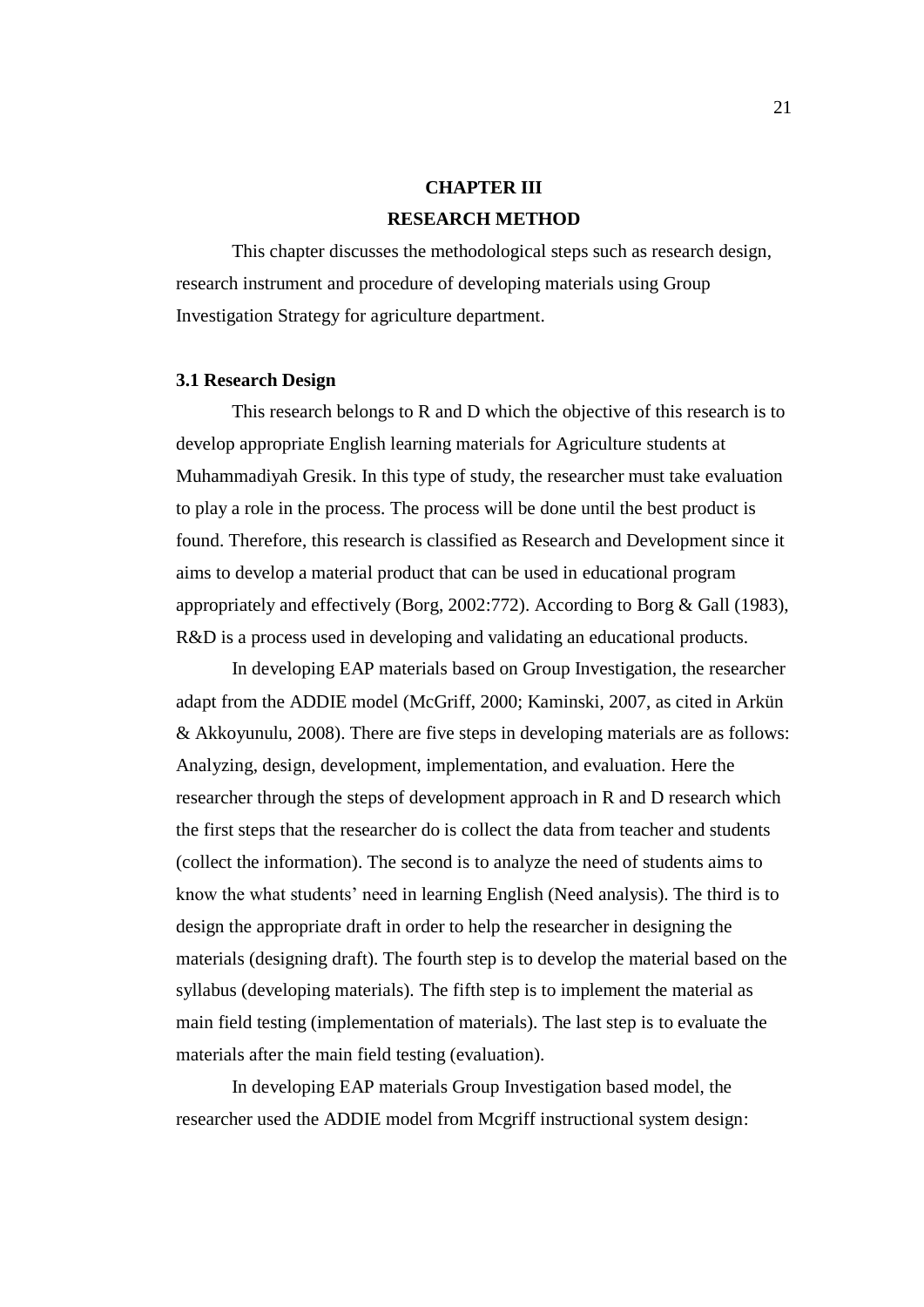# CHAPTER III
# RESEARCH METHOD

This chapter discusses the methodological steps such as research design, research instrument and procedure of developing materials using Group Investigation Strategy for agriculture department.

## 3.1 Research Design

This research belongs to R and D which the objective of this research is to develop appropriate English learning materials for Agriculture students at Muhammadiyah Gresik. In this type of study, the researcher must take evaluation to play a role in the process. The process will be done until the best product is found. Therefore, this research is classified as Research and Development since it aims to develop a material product that can be used in educational program appropriately and effectively (Borg, 2002:772). According to Borg & Gall (1983), R&D is a process used in developing and validating an educational products.

In developing EAP materials based on Group Investigation, the researcher adapt from the ADDIE model (McGriff, 2000; Kaminski, 2007, as cited in Arkün & Akkoyunulu, 2008). There are five steps in developing materials are as follows: Analyzing, design, development, implementation, and evaluation. Here the researcher through the steps of development approach in R and D research which the first steps that the researcher do is collect the data from teacher and students (collect the information). The second is to analyze the need of students aims to know the what students' need in learning English (Need analysis). The third is to design the appropriate draft in order to help the researcher in designing the materials (designing draft). The fourth step is to develop the material based on the syllabus (developing materials). The fifth step is to implement the material as main field testing (implementation of materials). The last step is to evaluate the materials after the main field testing (evaluation).

In developing EAP materials Group Investigation based model, the researcher used the ADDIE model from Mcgriff instructional system design: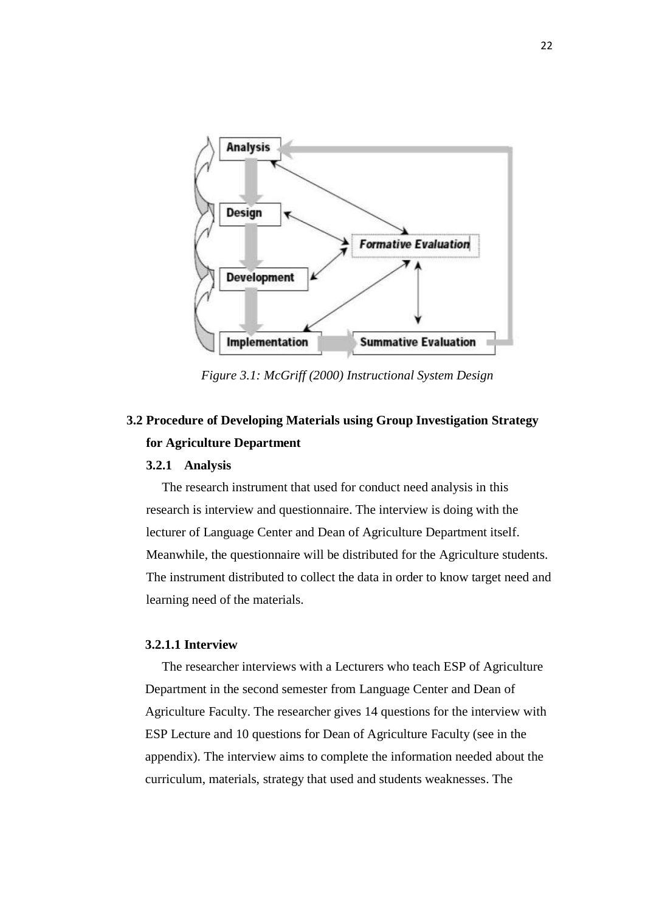*Figure 3.1: McGriff (2000) Instructional System Design*

## 3.2 Procedure of Developing Materials using Group Investigation Strategy for Agriculture Department

### 3.2.1 Analysis

The research instrument that used for conduct need analysis in this research is interview and questionnaire. The interview is doing with the lecturer of Language Center and Dean of Agriculture Department itself. Meanwhile, the questionnaire will be distributed for the Agriculture students. The instrument distributed to collect the data in order to know target need and learning need of the materials.

#### 3.2.1.1 Interview

The researcher interviews with a Lecturers who teach ESP of Agriculture Department in the second semester from Language Center and Dean of Agriculture Faculty. The researcher gives 14 questions for the interview with ESP Lecture and 10 questions for Dean of Agriculture Faculty (see in the appendix). The interview aims to complete the information needed about the curriculum, materials, strategy that used and students weaknesses. The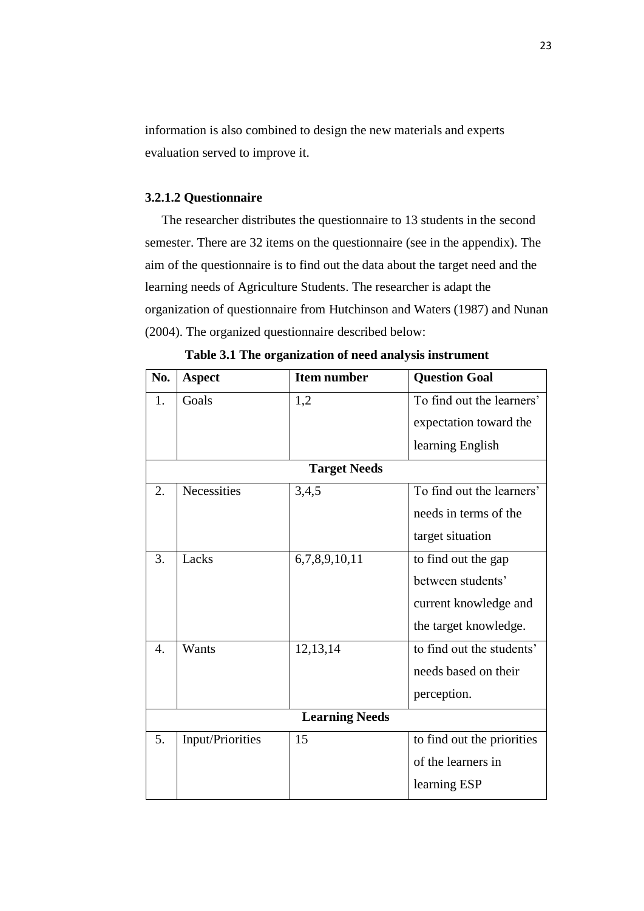information is also combined to design the new materials and experts evaluation served to improve it.

#### 3.2.1.2 Questionnaire

The researcher distributes the questionnaire to 13 students in the second semester. There are 32 items on the questionnaire (see in the appendix). The aim of the questionnaire is to find out the data about the target need and the learning needs of Agriculture Students. The researcher is adapt the organization of questionnaire from Hutchinson and Waters (1987) and Nunan (2004). The organized questionnaire described below:

**Table 3.1 The organization of need analysis instrument**

| No. | Aspect | Item number | Question Goal |
|---|---|---|---|
| 1. | Goals | 1,2 | To find out the learners' expectation toward the learning English |
| | **Target Needs** | | |
| 2. | Necessities | 3,4,5 | To find out the learners' needs in terms of the target situation |
| 3. | Lacks | 6,7,8,9,10,11 | to find out the gap between students' current knowledge and the target knowledge. |
| 4. | Wants | 12,13,14 | to find out the students' needs based on their perception. |
| | **Learning Needs** | | |
| 5. | Input/Priorities | 15 | to find out the priorities of the learners in learning ESP |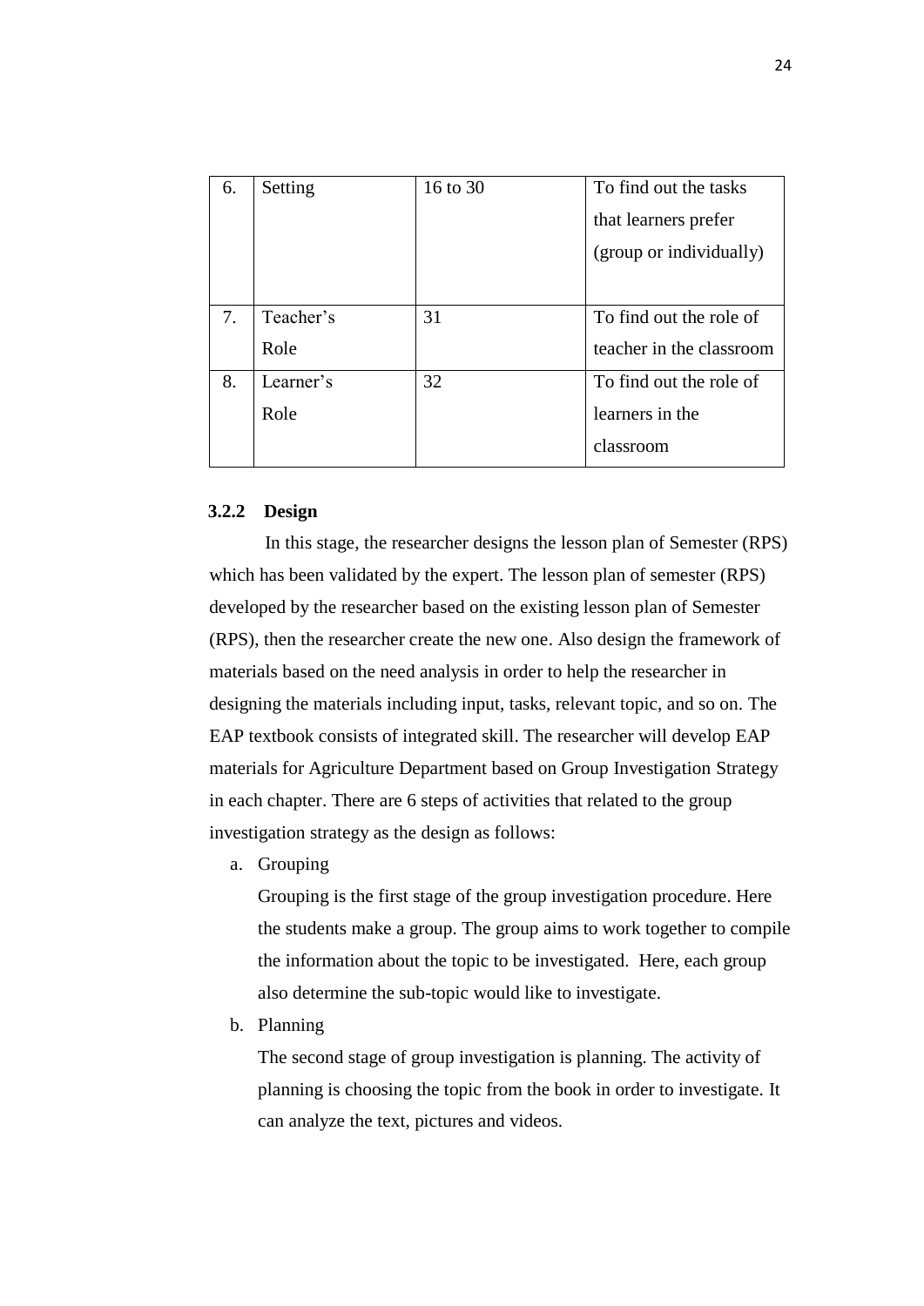| 6. | Setting | 16 to 30 | To find out the tasks that learners prefer (group or individually) |
|---|---|---|---|
| 7. | Teacher's Role | 31 | To find out the role of teacher in the classroom |
| 8. | Learner's Role | 32 | To find out the role of learners in the classroom |

### 3.2.2 Design

In this stage, the researcher designs the lesson plan of Semester (RPS) which has been validated by the expert. The lesson plan of semester (RPS) developed by the researcher based on the existing lesson plan of Semester (RPS), then the researcher create the new one. Also design the framework of materials based on the need analysis in order to help the researcher in designing the materials including input, tasks, relevant topic, and so on. The EAP textbook consists of integrated skill. The researcher will develop EAP materials for Agriculture Department based on Group Investigation Strategy in each chapter. There are 6 steps of activities that related to the group investigation strategy as the design as follows:

a. Grouping

   Grouping is the first stage of the group investigation procedure. Here the students make a group. The group aims to work together to compile the information about the topic to be investigated. Here, each group also determine the sub-topic would like to investigate.

b. Planning

   The second stage of group investigation is planning. The activity of planning is choosing the topic from the book in order to investigate. It can analyze the text, pictures and videos.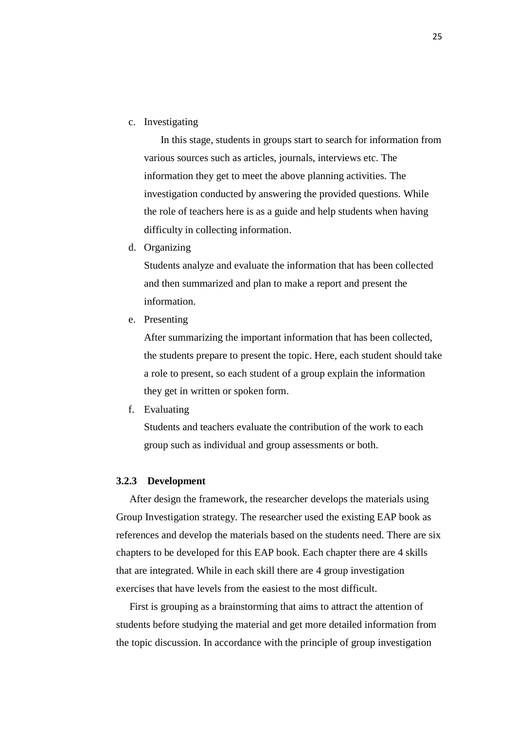c. Investigating

In this stage, students in groups start to search for information from various sources such as articles, journals, interviews etc. The information they get to meet the above planning activities. The investigation conducted by answering the provided questions. While the role of teachers here is as a guide and help students when having difficulty in collecting information.

d. Organizing

Students analyze and evaluate the information that has been collected and then summarized and plan to make a report and present the information.

e. Presenting

After summarizing the important information that has been collected, the students prepare to present the topic. Here, each student should take a role to present, so each student of a group explain the information they get in written or spoken form.

f. Evaluating

Students and teachers evaluate the contribution of the work to each group such as individual and group assessments or both.

### 3.2.3 Development

After design the framework, the researcher develops the materials using Group Investigation strategy. The researcher used the existing EAP book as references and develop the materials based on the students need. There are six chapters to be developed for this EAP book. Each chapter there are 4 skills that are integrated. While in each skill there are 4 group investigation exercises that have levels from the easiest to the most difficult.

First is grouping as a brainstorming that aims to attract the attention of students before studying the material and get more detailed information from the topic discussion. In accordance with the principle of group investigation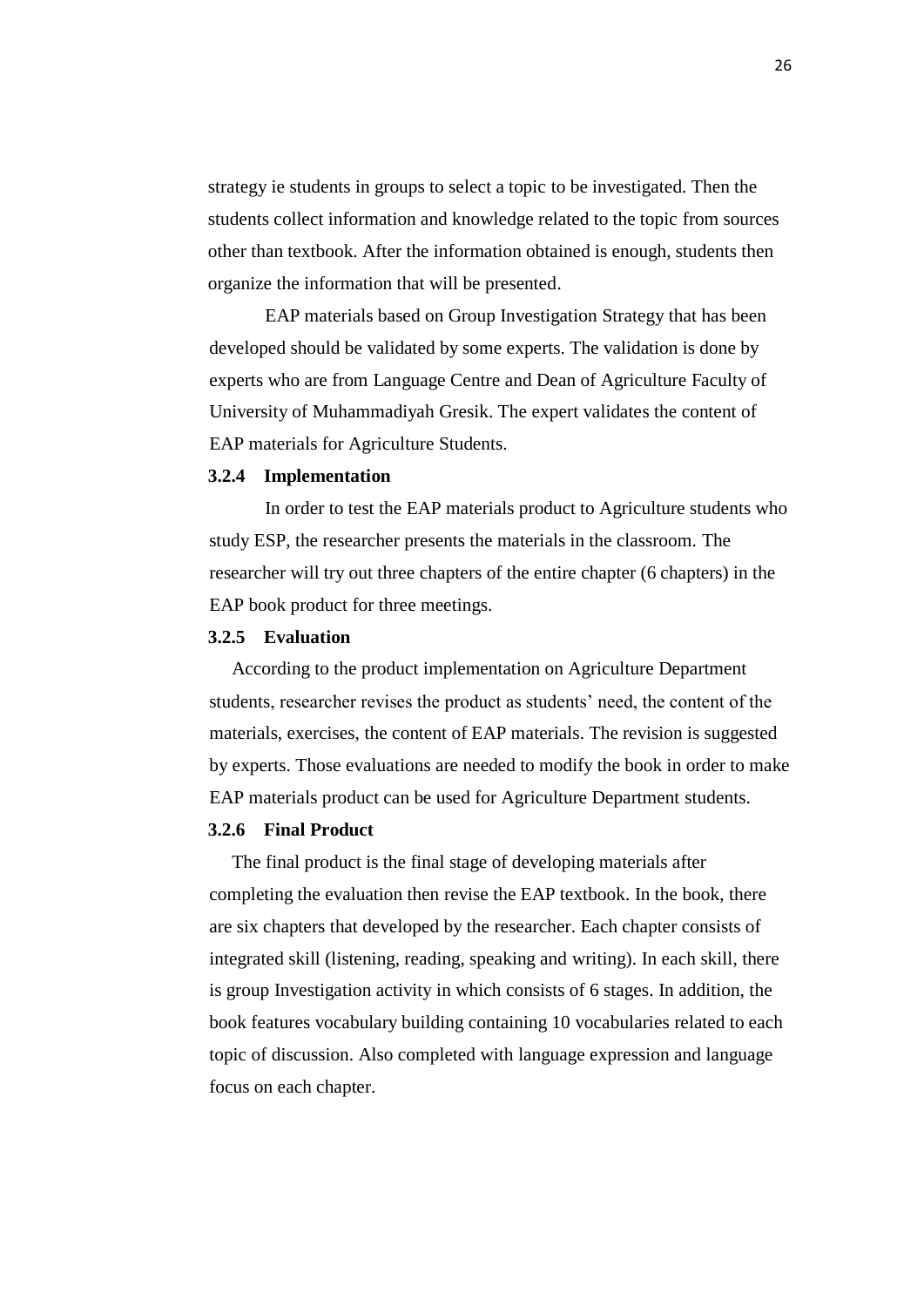strategy ie students in groups to select a topic to be investigated. Then the students collect information and knowledge related to the topic from sources other than textbook. After the information obtained is enough, students then organize the information that will be presented.

EAP materials based on Group Investigation Strategy that has been developed should be validated by some experts. The validation is done by experts who are from Language Centre and Dean of Agriculture Faculty of University of Muhammadiyah Gresik. The expert validates the content of EAP materials for Agriculture Students.

### 3.2.4 Implementation

In order to test the EAP materials product to Agriculture students who study ESP, the researcher presents the materials in the classroom. The researcher will try out three chapters of the entire chapter (6 chapters) in the EAP book product for three meetings.

### 3.2.5 Evaluation

According to the product implementation on Agriculture Department students, researcher revises the product as students' need, the content of the materials, exercises, the content of EAP materials. The revision is suggested by experts. Those evaluations are needed to modify the book in order to make EAP materials product can be used for Agriculture Department students.

### 3.2.6 Final Product

The final product is the final stage of developing materials after completing the evaluation then revise the EAP textbook. In the book, there are six chapters that developed by the researcher. Each chapter consists of integrated skill (listening, reading, speaking and writing). In each skill, there is group Investigation activity in which consists of 6 stages. In addition, the book features vocabulary building containing 10 vocabularies related to each topic of discussion. Also completed with language expression and language focus on each chapter.